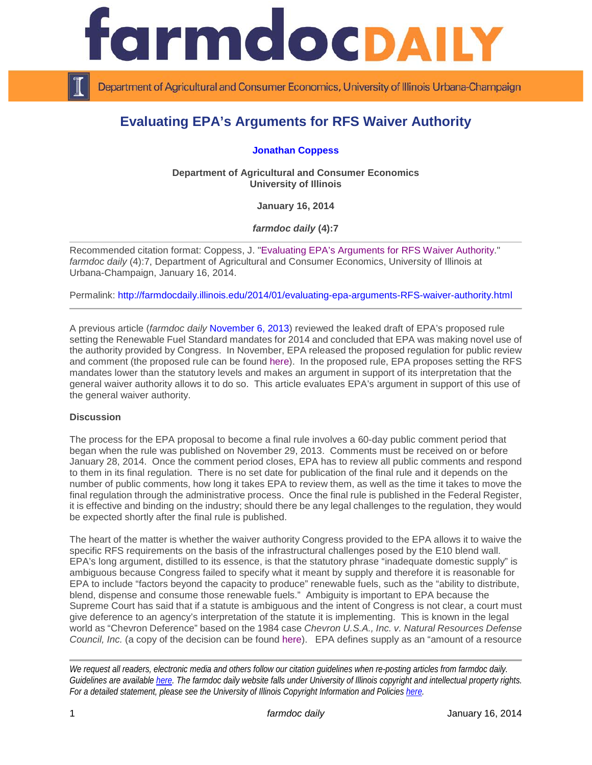# Evaluating EPA's Arguments for RFS Waiver Authority

**Jonathan Coppess**

**Department of Agricultural and Consumer Economics**
**University of Illinois**

**January 16, 2014**

***farmdoc daily* (4):7**

Recommended citation format: Coppess, J. "Evaluating EPA's Arguments for RFS Waiver Authority." *farmdoc daily* (4):7, Department of Agricultural and Consumer Economics, University of Illinois at Urbana-Champaign, January 16, 2014.

Permalink: http://farmdocdaily.illinois.edu/2014/01/evaluating-epa-arguments-RFS-waiver-authority.html

A previous article (*farmdoc daily* November 6, 2013) reviewed the leaked draft of EPA's proposed rule setting the Renewable Fuel Standard mandates for 2014 and concluded that EPA was making novel use of the authority provided by Congress. In November, EPA released the proposed regulation for public review and comment (the proposed rule can be found here). In the proposed rule, EPA proposes setting the RFS mandates lower than the statutory levels and makes an argument in support of its interpretation that the general waiver authority allows it to do so. This article evaluates EPA's argument in support of this use of the general waiver authority.

**Discussion**

The process for the EPA proposal to become a final rule involves a 60-day public comment period that began when the rule was published on November 29, 2013. Comments must be received on or before January 28, 2014. Once the comment period closes, EPA has to review all public comments and respond to them in its final regulation. There is no set date for publication of the final rule and it depends on the number of public comments, how long it takes EPA to review them, as well as the time it takes to move the final regulation through the administrative process. Once the final rule is published in the Federal Register, it is effective and binding on the industry; should there be any legal challenges to the regulation, they would be expected shortly after the final rule is published.

The heart of the matter is whether the waiver authority Congress provided to the EPA allows it to waive the specific RFS requirements on the basis of the infrastructural challenges posed by the E10 blend wall. EPA's long argument, distilled to its essence, is that the statutory phrase "inadequate domestic supply" is ambiguous because Congress failed to specify what it meant by supply and therefore it is reasonable for EPA to include "factors beyond the capacity to produce" renewable fuels, such as the "ability to distribute, blend, dispense and consume those renewable fuels." Ambiguity is important to EPA because the Supreme Court has said that if a statute is ambiguous and the intent of Congress is not clear, a court must give deference to an agency's interpretation of the statute it is implementing. This is known in the legal world as "Chevron Deference" based on the 1984 case *Chevron U.S.A., Inc. v. Natural Resources Defense Council, Inc.* (a copy of the decision can be found here). EPA defines supply as an "amount of a resource

*We request all readers, electronic media and others follow our citation guidelines when re-posting articles from farmdoc daily. Guidelines are available here. The farmdoc daily website falls under University of Illinois copyright and intellectual property rights. For a detailed statement, please see the University of Illinois Copyright Information and Policies here.*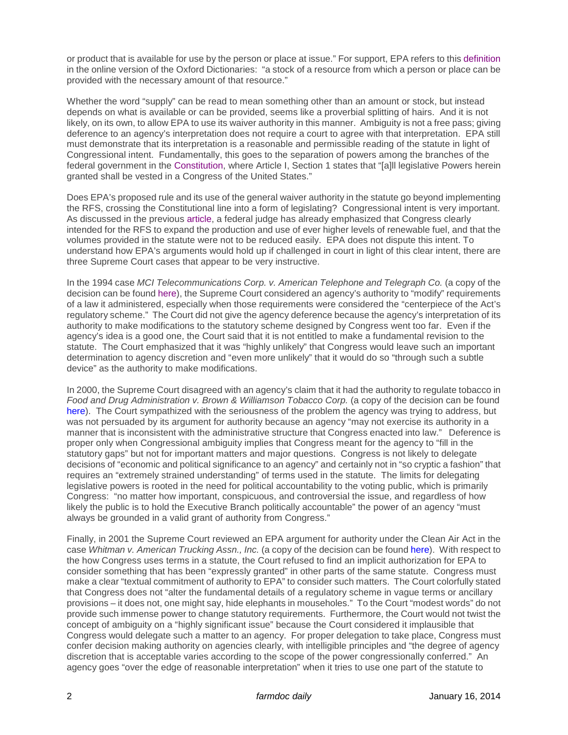or product that is available for use by the person or place at issue." For support, EPA refers to this definition in the online version of the Oxford Dictionaries: "a stock of a resource from which a person or place can be provided with the necessary amount of that resource."

Whether the word "supply" can be read to mean something other than an amount or stock, but instead depends on what is available or can be provided, seems like a proverbial splitting of hairs. And it is not likely, on its own, to allow EPA to use its waiver authority in this manner. Ambiguity is not a free pass; giving deference to an agency's interpretation does not require a court to agree with that interpretation. EPA still must demonstrate that its interpretation is a reasonable and permissible reading of the statute in light of Congressional intent. Fundamentally, this goes to the separation of powers among the branches of the federal government in the Constitution, where Article I, Section 1 states that "[a]ll legislative Powers herein granted shall be vested in a Congress of the United States."

Does EPA's proposed rule and its use of the general waiver authority in the statute go beyond implementing the RFS, crossing the Constitutional line into a form of legislating? Congressional intent is very important. As discussed in the previous article, a federal judge has already emphasized that Congress clearly intended for the RFS to expand the production and use of ever higher levels of renewable fuel, and that the volumes provided in the statute were not to be reduced easily. EPA does not dispute this intent. To understand how EPA's arguments would hold up if challenged in court in light of this clear intent, there are three Supreme Court cases that appear to be very instructive.

In the 1994 case *MCI Telecommunications Corp. v. American Telephone and Telegraph Co.* (a copy of the decision can be found here), the Supreme Court considered an agency's authority to "modify" requirements of a law it administered, especially when those requirements were considered the "centerpiece of the Act's regulatory scheme." The Court did not give the agency deference because the agency's interpretation of its authority to make modifications to the statutory scheme designed by Congress went too far. Even if the agency's idea is a good one, the Court said that it is not entitled to make a fundamental revision to the statute. The Court emphasized that it was "highly unlikely" that Congress would leave such an important determination to agency discretion and "even more unlikely" that it would do so "through such a subtle device" as the authority to make modifications.

In 2000, the Supreme Court disagreed with an agency's claim that it had the authority to regulate tobacco in *Food and Drug Administration v. Brown & Williamson Tobacco Corp.* (a copy of the decision can be found here). The Court sympathized with the seriousness of the problem the agency was trying to address, but was not persuaded by its argument for authority because an agency "may not exercise its authority in a manner that is inconsistent with the administrative structure that Congress enacted into law." Deference is proper only when Congressional ambiguity implies that Congress meant for the agency to "fill in the statutory gaps" but not for important matters and major questions. Congress is not likely to delegate decisions of "economic and political significance to an agency" and certainly not in "so cryptic a fashion" that requires an "extremely strained understanding" of terms used in the statute. The limits for delegating legislative powers is rooted in the need for political accountability to the voting public, which is primarily Congress: "no matter how important, conspicuous, and controversial the issue, and regardless of how likely the public is to hold the Executive Branch politically accountable" the power of an agency "must always be grounded in a valid grant of authority from Congress."

Finally, in 2001 the Supreme Court reviewed an EPA argument for authority under the Clean Air Act in the case *Whitman v. American Trucking Assn., Inc.* (a copy of the decision can be found here). With respect to the how Congress uses terms in a statute, the Court refused to find an implicit authorization for EPA to consider something that has been "expressly granted" in other parts of the same statute. Congress must make a clear "textual commitment of authority to EPA" to consider such matters. The Court colorfully stated that Congress does not "alter the fundamental details of a regulatory scheme in vague terms or ancillary provisions – it does not, one might say, hide elephants in mouseholes." To the Court "modest words" do not provide such immense power to change statutory requirements. Furthermore, the Court would not twist the concept of ambiguity on a "highly significant issue" because the Court considered it implausible that Congress would delegate such a matter to an agency. For proper delegation to take place, Congress must confer decision making authority on agencies clearly, with intelligible principles and "the degree of agency discretion that is acceptable varies according to the scope of the power congressionally conferred." An agency goes "over the edge of reasonable interpretation" when it tries to use one part of the statute to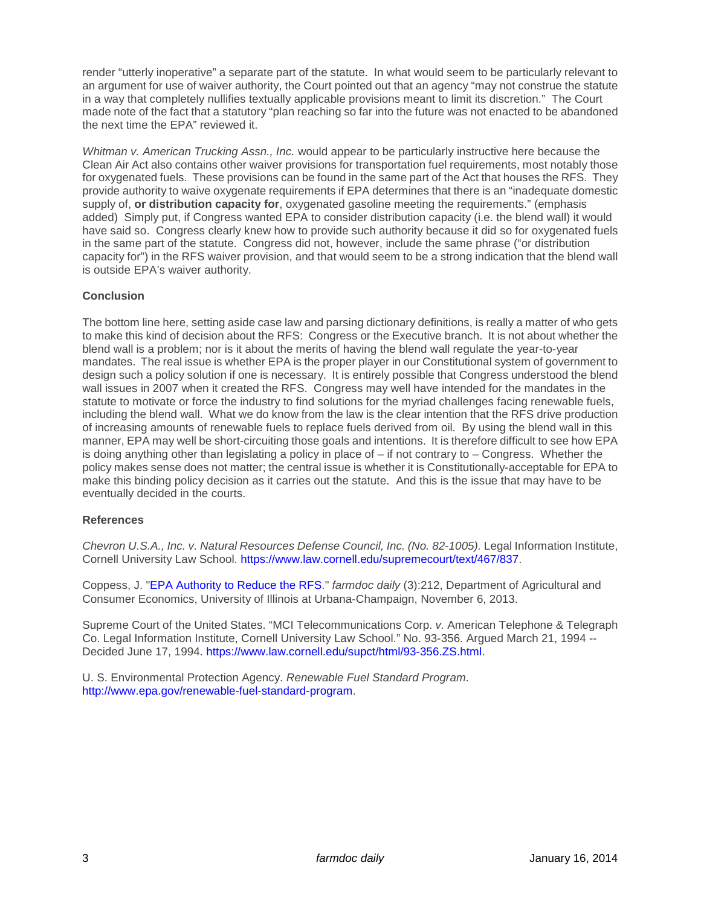render “utterly inoperative” a separate part of the statute. In what would seem to be particularly relevant to an argument for use of waiver authority, the Court pointed out that an agency “may not construe the statute in a way that completely nullifies textually applicable provisions meant to limit its discretion.” The Court made note of the fact that a statutory “plan reaching so far into the future was not enacted to be abandoned the next time the EPA” reviewed it.

*Whitman v. American Trucking Assn., Inc.* would appear to be particularly instructive here because the Clean Air Act also contains other waiver provisions for transportation fuel requirements, most notably those for oxygenated fuels. These provisions can be found in the same part of the Act that houses the RFS. They provide authority to waive oxygenate requirements if EPA determines that there is an “inadequate domestic supply of, **or distribution capacity for**, oxygenated gasoline meeting the requirements.” (emphasis added) Simply put, if Congress wanted EPA to consider distribution capacity (i.e. the blend wall) it would have said so. Congress clearly knew how to provide such authority because it did so for oxygenated fuels in the same part of the statute. Congress did not, however, include the same phrase (“or distribution capacity for”) in the RFS waiver provision, and that would seem to be a strong indication that the blend wall is outside EPA’s waiver authority.

### Conclusion

The bottom line here, setting aside case law and parsing dictionary definitions, is really a matter of who gets to make this kind of decision about the RFS: Congress or the Executive branch. It is not about whether the blend wall is a problem; nor is it about the merits of having the blend wall regulate the year-to-year mandates. The real issue is whether EPA is the proper player in our Constitutional system of government to design such a policy solution if one is necessary. It is entirely possible that Congress understood the blend wall issues in 2007 when it created the RFS. Congress may well have intended for the mandates in the statute to motivate or force the industry to find solutions for the myriad challenges facing renewable fuels, including the blend wall. What we do know from the law is the clear intention that the RFS drive production of increasing amounts of renewable fuels to replace fuels derived from oil. By using the blend wall in this manner, EPA may well be short-circuiting those goals and intentions. It is therefore difficult to see how EPA is doing anything other than legislating a policy in place of – if not contrary to – Congress. Whether the policy makes sense does not matter; the central issue is whether it is Constitutionally-acceptable for EPA to make this binding policy decision as it carries out the statute. And this is the issue that may have to be eventually decided in the courts.

### References

*Chevron U.S.A., Inc. v. Natural Resources Defense Council, Inc. (No. 82-1005).* Legal Information Institute, Cornell University Law School. https://www.law.cornell.edu/supremecourt/text/467/837.

Coppess, J. "EPA Authority to Reduce the RFS." *farmdoc daily* (3):212, Department of Agricultural and Consumer Economics, University of Illinois at Urbana-Champaign, November 6, 2013.

Supreme Court of the United States. “MCI Telecommunications Corp. *v.* American Telephone & Telegraph Co. Legal Information Institute, Cornell University Law School.” No. 93-356. Argued March 21, 1994 -- Decided June 17, 1994. https://www.law.cornell.edu/supct/html/93-356.ZS.html.

U. S. Environmental Protection Agency. *Renewable Fuel Standard Program*. http://www.epa.gov/renewable-fuel-standard-program.